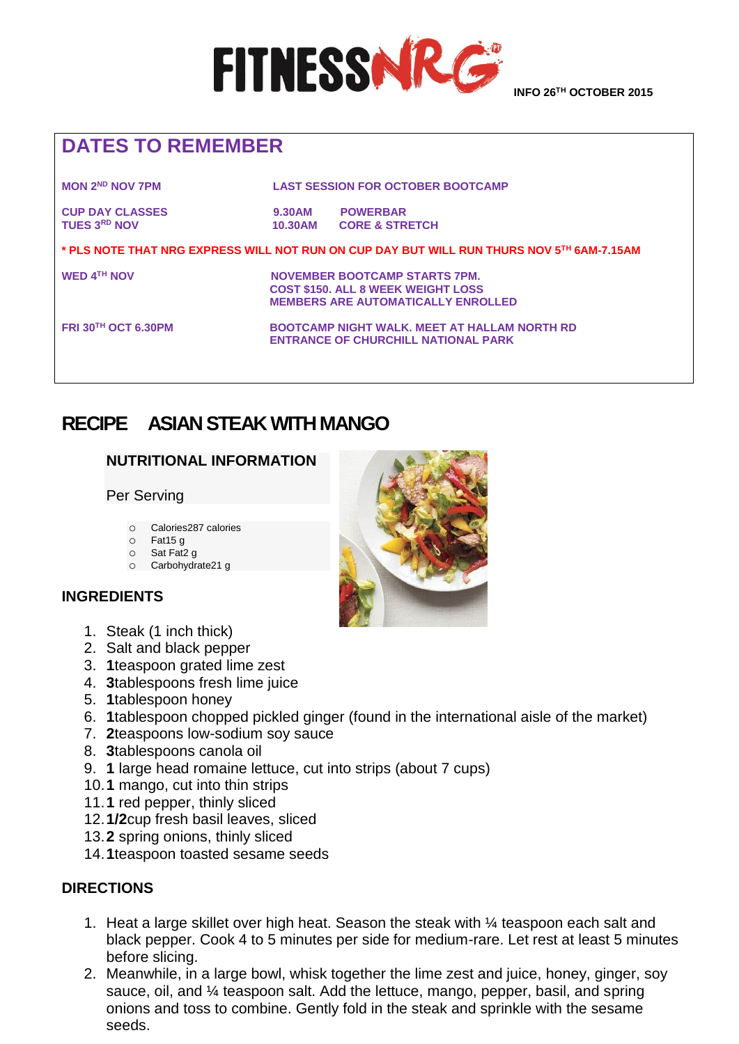# FITNESSNRG

INFO 26TH OCTOBER 2015

## DATES TO REMEMBER

| | |
|---|---|
| MON 2ND NOV 7PM | LAST SESSION FOR OCTOBER BOOTCAMP |
| CUP DAY CLASSES TUES 3RD NOV | 9.30AM POWERBAR<br>10.30AM CORE & STRETCH |

*** PLS NOTE THAT NRG EXPRESS WILL NOT RUN ON CUP DAY BUT WILL RUN THURS NOV 5TH 6AM-7.15AM**

| | |
|---|---|
| WED 4TH NOV | NOVEMBER BOOTCAMP STARTS 7PM. COST $150. ALL 8 WEEK WEIGHT LOSS MEMBERS ARE AUTOMATICALLY ENROLLED |
| FRI 30TH OCT 6.30PM | BOOTCAMP NIGHT WALK. MEET AT HALLAM NORTH RD ENTRANCE OF CHURCHILL NATIONAL PARK |

## RECIPE ASIAN STEAK WITH MANGO

### NUTRITIONAL INFORMATION

Per Serving

- Calories287 calories
- Fat15 g
- Sat Fat2 g
- Carbohydrate21 g

### INGREDIENTS

1. Steak (1 inch thick)
2. Salt and black pepper
3. **1**teaspoon grated lime zest
4. **3**tablespoons fresh lime juice
5. **1**tablespoon honey
6. **1**tablespoon chopped pickled ginger (found in the international aisle of the market)
7. **2**teaspoons low-sodium soy sauce
8. **3**tablespoons canola oil
9. **1** large head romaine lettuce, cut into strips (about 7 cups)
10. **1** mango, cut into thin strips
11. **1** red pepper, thinly sliced
12. **1/2**cup fresh basil leaves, sliced
13. **2** spring onions, thinly sliced
14. **1**teaspoon toasted sesame seeds

### DIRECTIONS

1. Heat a large skillet over high heat. Season the steak with ¼ teaspoon each salt and black pepper. Cook 4 to 5 minutes per side for medium-rare. Let rest at least 5 minutes before slicing.
2. Meanwhile, in a large bowl, whisk together the lime zest and juice, honey, ginger, soy sauce, oil, and ¼ teaspoon salt. Add the lettuce, mango, pepper, basil, and spring onions and toss to combine. Gently fold in the steak and sprinkle with the sesame seeds.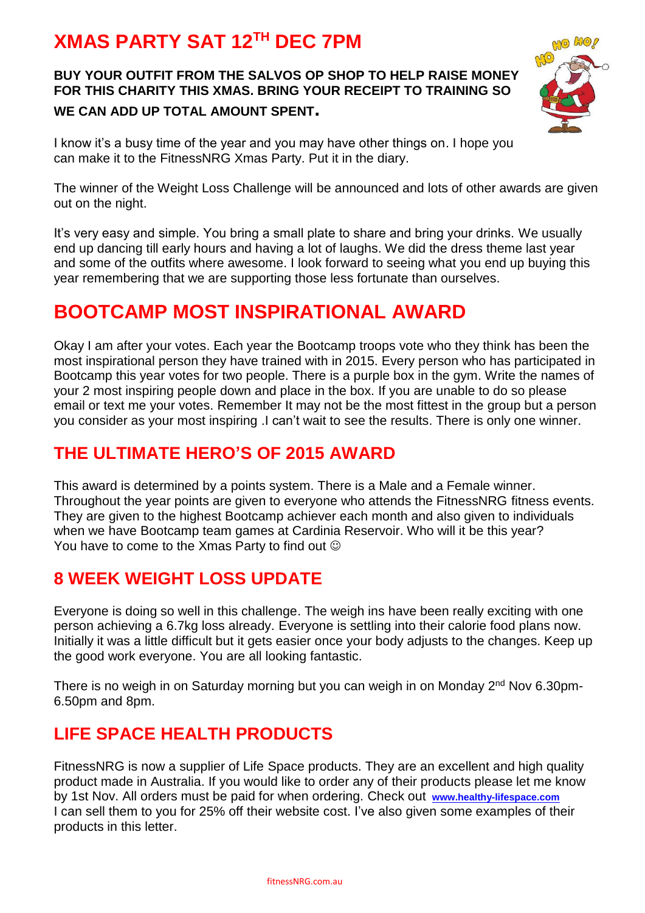# XMAS PARTY SAT 12TH DEC 7PM

**BUY YOUR OUTFIT FROM THE SALVOS OP SHOP TO HELP RAISE MONEY FOR THIS CHARITY THIS XMAS. BRING YOUR RECEIPT TO TRAINING SO WE CAN ADD UP TOTAL AMOUNT SPENT.**

I know it's a busy time of the year and you may have other things on. I hope you can make it to the FitnessNRG Xmas Party. Put it in the diary.

The winner of the Weight Loss Challenge will be announced and lots of other awards are given out on the night.

It's very easy and simple. You bring a small plate to share and bring your drinks. We usually end up dancing till early hours and having a lot of laughs. We did the dress theme last year and some of the outfits where awesome. I look forward to seeing what you end up buying this year remembering that we are supporting those less fortunate than ourselves.

# BOOTCAMP MOST INSPIRATIONAL AWARD

Okay I am after your votes. Each year the Bootcamp troops vote who they think has been the most inspirational person they have trained with in 2015. Every person who has participated in Bootcamp this year votes for two people. There is a purple box in the gym. Write the names of your 2 most inspiring people down and place in the box. If you are unable to do so please email or text me your votes. Remember It may not be the most fittest in the group but a person you consider as your most inspiring .I can't wait to see the results. There is only one winner.

## THE ULTIMATE HERO'S OF 2015 AWARD

This award is determined by a points system. There is a Male and a Female winner. Throughout the year points are given to everyone who attends the FitnessNRG fitness events. They are given to the highest Bootcamp achiever each month and also given to individuals when we have Bootcamp team games at Cardinia Reservoir. Who will it be this year? You have to come to the Xmas Party to find out ☺

## 8 WEEK WEIGHT LOSS UPDATE

Everyone is doing so well in this challenge. The weigh ins have been really exciting with one person achieving a 6.7kg loss already. Everyone is settling into their calorie food plans now. Initially it was a little difficult but it gets easier once your body adjusts to the changes. Keep up the good work everyone. You are all looking fantastic.

There is no weigh in on Saturday morning but you can weigh in on Monday 2nd Nov 6.30pm-6.50pm and 8pm.

## LIFE SPACE HEALTH PRODUCTS

FitnessNRG is now a supplier of Life Space products. They are an excellent and high quality product made in Australia. If you would like to order any of their products please let me know by 1st Nov. All orders must be paid for when ordering. Check out www.healthy-lifespace.com
I can sell them to you for 25% off their website cost. I've also given some examples of their products in this letter.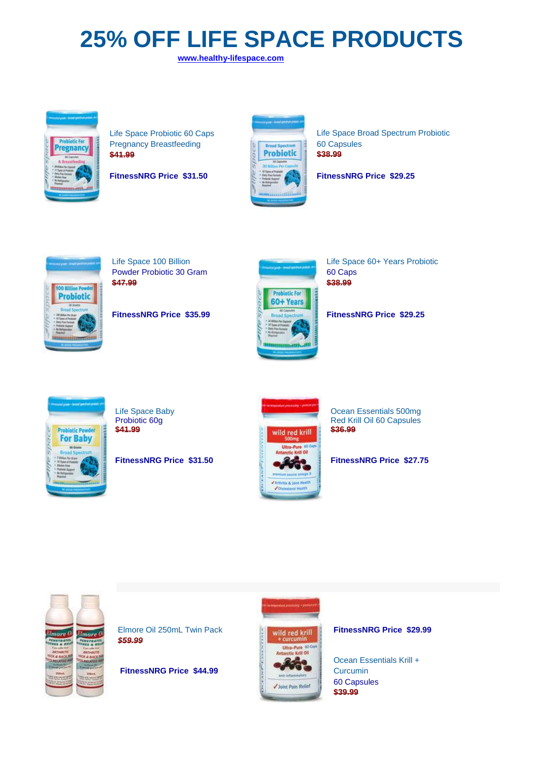# 25% OFF LIFE SPACE PRODUCTS

www.healthy-lifespace.com

Life Space Probiotic 60 Caps Pregnancy Breastfeeding

~~$41.99~~

**FitnessNRG Price $31.50**

Life Space Broad Spectrum Probiotic 60 Capsules

~~$38.99~~

**FitnessNRG Price $29.25**

Life Space 100 Billion Powder Probiotic 30 Gram

~~$47.99~~

**FitnessNRG Price $35.99**

Life Space 60+ Years Probiotic 60 Caps

~~$38.99~~

**FitnessNRG Price $29.25**

Life Space Baby Probiotic 60g

~~$41.99~~

**FitnessNRG Price $31.50**

Ocean Essentials 500mg Red Krill Oil 60 Capsules

~~$36.99~~

**FitnessNRG Price $27.75**

Elmore Oil 250mL Twin Pack

~~*$59.99*~~

**FitnessNRG Price $44.99**

**FitnessNRG Price $29.99**

Ocean Essentials Krill + Curcumin 60 Capsules

~~$39.99~~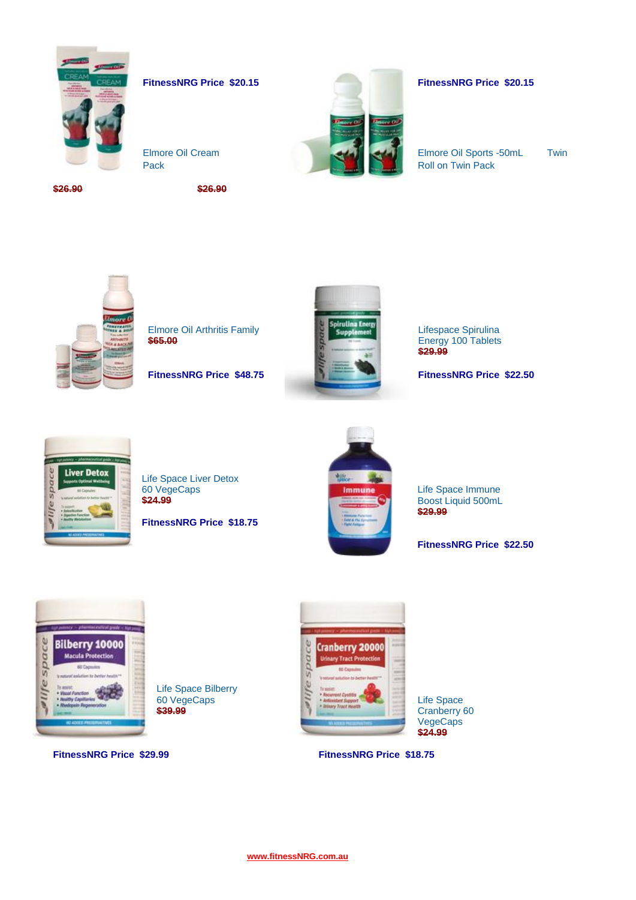FitnessNRG Price $20.15

Elmore Oil Cream Pack

~~$26.90~~

FitnessNRG Price $20.15

Elmore Oil Sports -50mL Twin Roll on Twin Pack

~~$26.90~~

Elmore Oil Arthritis Family
~~$65.00~~

FitnessNRG Price $48.75

Lifespace Spirulina Energy 100 Tablets
~~$29.99~~

FitnessNRG Price $22.50

Life Space Liver Detox 60 VegeCaps
~~$24.99~~

FitnessNRG Price $18.75

Life Space Immune Boost Liquid 500mL
~~$29.99~~

FitnessNRG Price $22.50

Life Space Bilberry 60 VegeCaps
~~$39.99~~

FitnessNRG Price $29.99

Life Space Cranberry 60 VegeCaps
~~$24.99~~

FitnessNRG Price $18.75

www.fitnessNRG.com.au